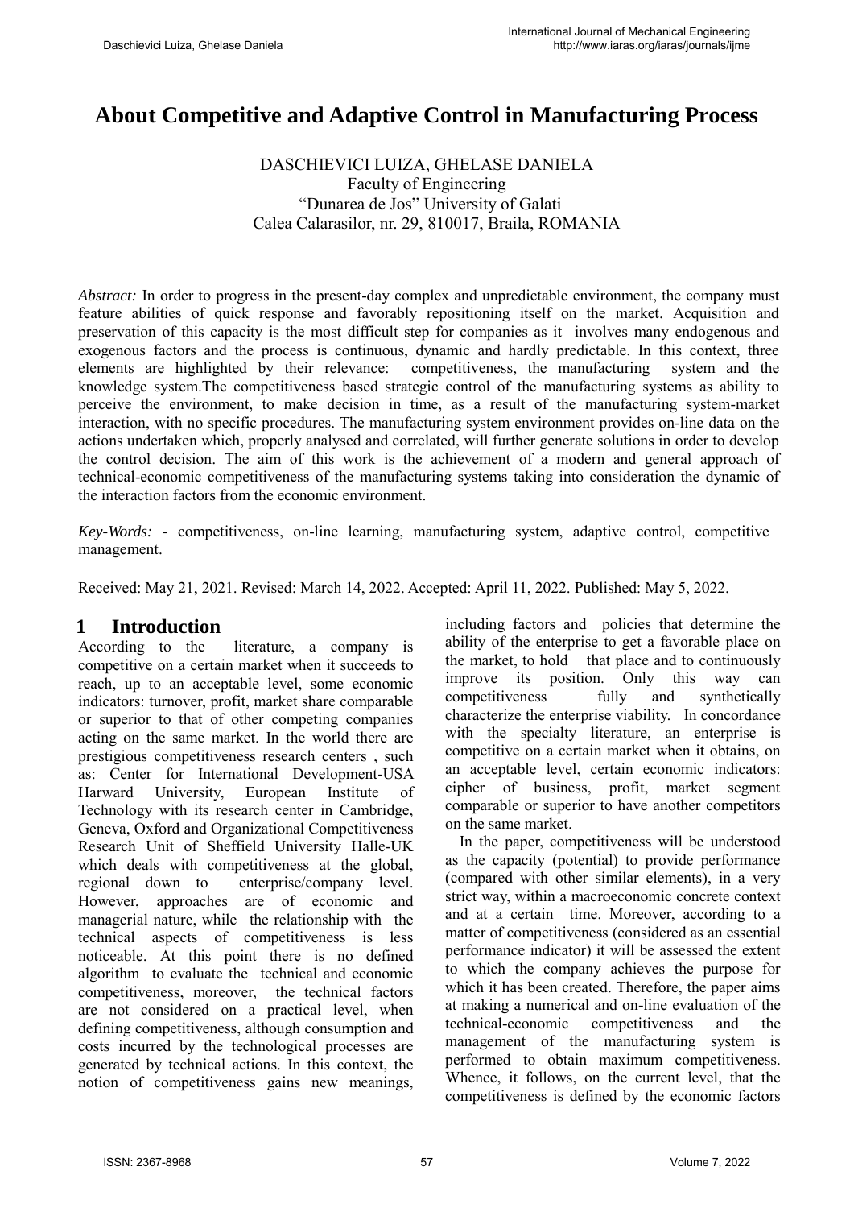# About Competitive and Adaptive Control in Manufacturing Process

DASCHIEVICI LUIZA, GHELASE DANIELA
Faculty of Engineering
"Dunarea de Jos" University of Galati
Calea Calarasilor, nr. 29, 810017, Braila, ROMANIA

*Abstract:* In order to progress in the present-day complex and unpredictable environment, the company must feature abilities of quick response and favorably repositioning itself on the market. Acquisition and preservation of this capacity is the most difficult step for companies as it involves many endogenous and exogenous factors and the process is continuous, dynamic and hardly predictable. In this context, three elements are highlighted by their relevance: competitiveness, the manufacturing system and the knowledge system.The competitiveness based strategic control of the manufacturing systems as ability to perceive the environment, to make decision in time, as a result of the manufacturing system-market interaction, with no specific procedures. The manufacturing system environment provides on-line data on the actions undertaken which, properly analysed and correlated, will further generate solutions in order to develop the control decision. The aim of this work is the achievement of a modern and general approach of technical-economic competitiveness of the manufacturing systems taking into consideration the dynamic of the interaction factors from the economic environment.

*Key-Words:* - competitiveness, on-line learning, manufacturing system, adaptive control, competitive management.

Received: May 21, 2021. Revised: March 14, 2022. Accepted: April 11, 2022. Published: May 5, 2022.

## 1 Introduction

According to the literature, a company is competitive on a certain market when it succeeds to reach, up to an acceptable level, some economic indicators: turnover, profit, market share comparable or superior to that of other competing companies acting on the same market. In the world there are prestigious competitiveness research centers , such as: Center for International Development-USA Harward University, European Institute of Technology with its research center in Cambridge, Geneva, Oxford and Organizational Competitiveness Research Unit of Sheffield University Halle-UK which deals with competitiveness at the global, regional down to enterprise/company level. However, approaches are of economic and managerial nature, while the relationship with the technical aspects of competitiveness is less noticeable. At this point there is no defined algorithm to evaluate the technical and economic competitiveness, moreover, the technical factors are not considered on a practical level, when defining competitiveness, although consumption and costs incurred by the technological processes are generated by technical actions. In this context, the notion of competitiveness gains new meanings, including factors and policies that determine the ability of the enterprise to get a favorable place on the market, to hold that place and to continuously improve its position. Only this way can competitiveness fully and synthetically characterize the enterprise viability. In concordance with the specialty literature, an enterprise is competitive on a certain market when it obtains, on an acceptable level, certain economic indicators: cipher of business, profit, market segment comparable or superior to have another competitors on the same market.

In the paper, competitiveness will be understood as the capacity (potential) to provide performance (compared with other similar elements), in a very strict way, within a macroeconomic concrete context and at a certain time. Moreover, according to a matter of competitiveness (considered as an essential performance indicator) it will be assessed the extent to which the company achieves the purpose for which it has been created. Therefore, the paper aims at making a numerical and on-line evaluation of the technical-economic competitiveness and the management of the manufacturing system is performed to obtain maximum competitiveness. Whence, it follows, on the current level, that the competitiveness is defined by the economic factors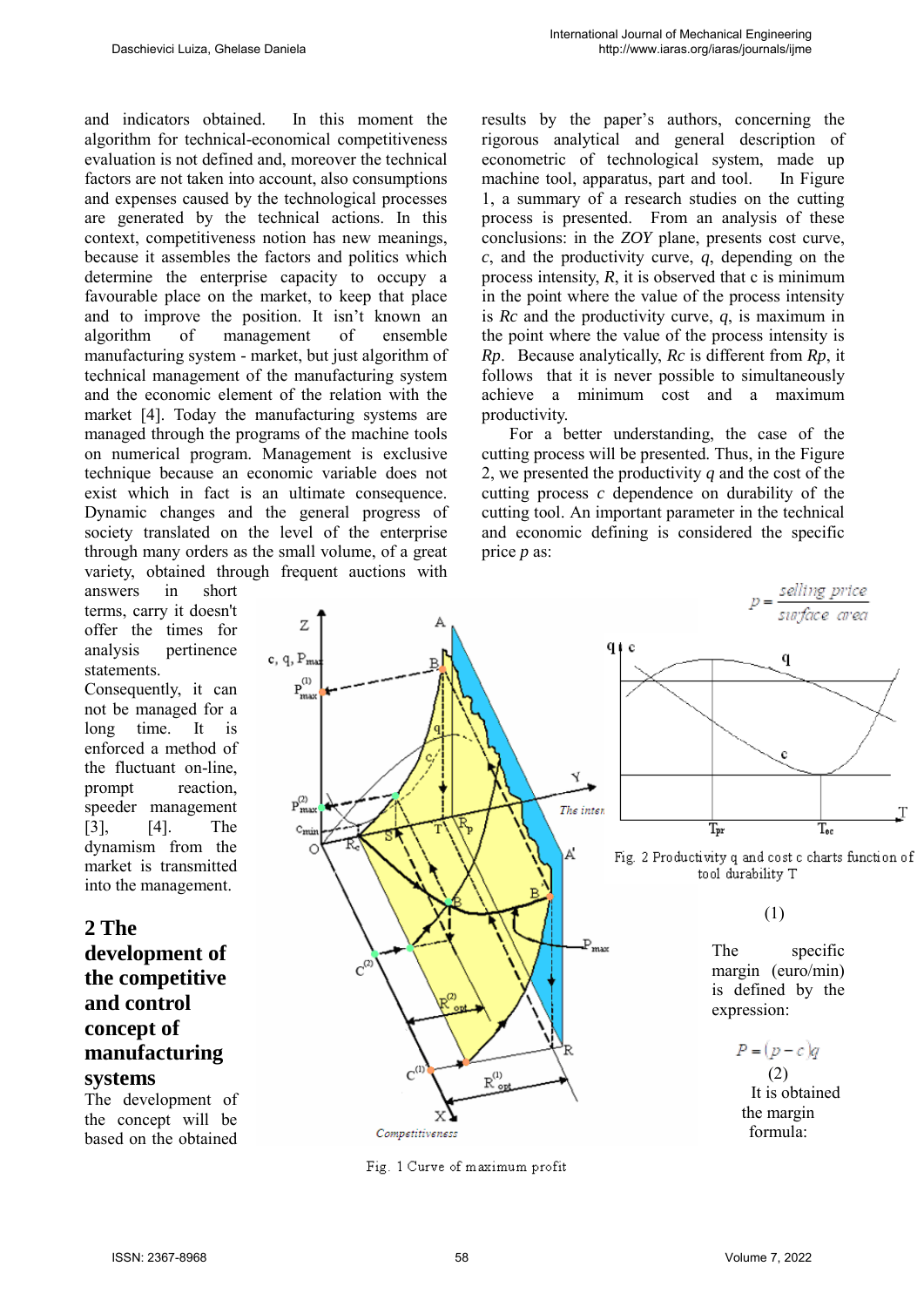and indicators obtained. In this moment the algorithm for technical-economical competitiveness evaluation is not defined and, moreover the technical factors are not taken into account, also consumptions and expenses caused by the technological processes are generated by the technical actions. In this context, competitiveness notion has new meanings, because it assembles the factors and politics which determine the enterprise capacity to occupy a favourable place on the market, to keep that place and to improve the position. It isn't known an algorithm of management of ensemble manufacturing system - market, but just algorithm of technical management of the manufacturing system and the economic element of the relation with the market [4]. Today the manufacturing systems are managed through the programs of the machine tools on numerical program. Management is exclusive technique because an economic variable does not exist which in fact is an ultimate consequence. Dynamic changes and the general progress of society translated on the level of the enterprise through many orders as the small volume, of a great variety, obtained through frequent auctions with answers in short terms, carry it doesn't offer the times for analysis pertinence statements. Consequently, it can not be managed for a long time. It is enforced a method of the fluctuant on-line, prompt reaction, speeder management [3], [4]. The dynamism from the market is transmitted into the management.

## 2 The development of the competitive and control concept of manufacturing systems

The development of the concept will be based on the obtained results by the paper's authors, concerning the rigorous analytical and general description of econometric of technological system, made up machine tool, apparatus, part and tool. In Figure 1, a summary of a research studies on the cutting process is presented. From an analysis of these conclusions: in the *ZOY* plane, presents cost curve, *c*, and the productivity curve, *q*, depending on the process intensity, *R*, it is observed that c is minimum in the point where the value of the process intensity is *Rc* and the productivity curve, *q*, is maximum in the point where the value of the process intensity is *Rp*. Because analytically, *Rc* is different from *Rp*, it follows that it is never possible to simultaneously achieve a minimum cost and a maximum productivity.

For a better understanding, the case of the cutting process will be presented. Thus, in the Figure 2, we presented the productivity *q* and the cost of the cutting process *c* dependence on durability of the cutting tool. An important parameter in the technical and economic defining is considered the specific price *p* as:

$$p = \frac{\text{selling price}}{\text{surface area}} \qquad (1)$$

Fig. 1 Curve of maximum profit

Fig. 2 Productivity q and cost c charts function of tool durability T

The specific margin (euro/min) is defined by the expression:

$$P = (p - c)q \qquad (2)$$

It is obtained the margin formula: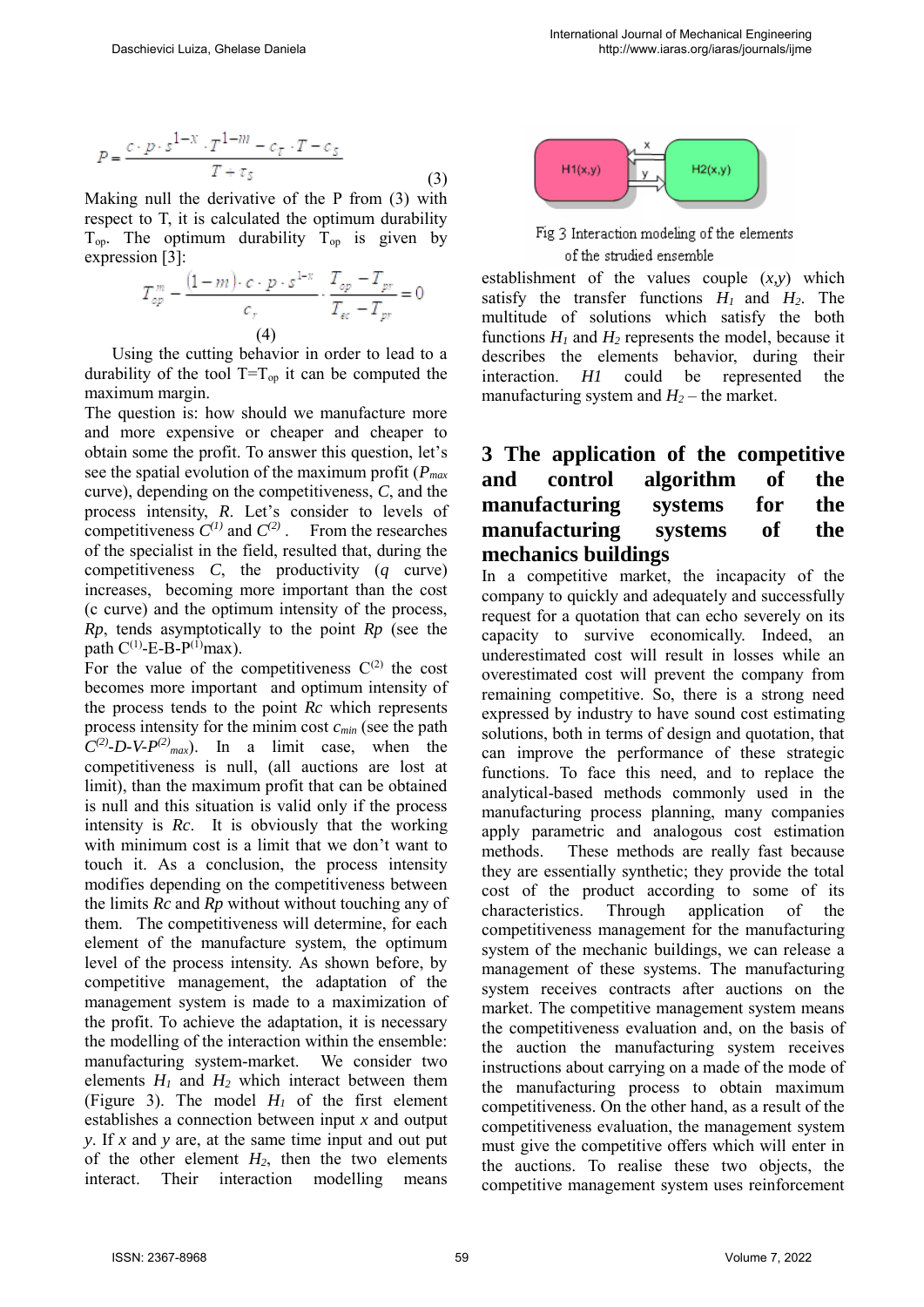$$P = \frac{c \cdot p \cdot s^{1-x} \cdot T^{1-m} - c_T \cdot T - c_S}{T + \tau_S} \tag{3}$$

Making null the derivative of the P from (3) with respect to T, it is calculated the optimum durability $T_{op}$. The optimum durability $T_{op}$ is given by expression [3]:

$$T_{op}^{m} - \frac{(1-m) \cdot c \cdot p \cdot s^{1-x}}{c_r} \cdot \frac{T_{op} - T_{pr}}{T_{ec} - T_{pr}} = 0 \tag{4}$$

Using the cutting behavior in order to lead to a durability of the tool $T = T_{op}$ it can be computed the maximum margin.

The question is: how should we manufacture more and more expensive or cheaper and cheaper to obtain some the profit. To answer this question, let's see the spatial evolution of the maximum profit ($P_{max}$ curve), depending on the competitiveness, *C*, and the process intensity, *R*. Let's consider to levels of competitiveness $C^{(1)}$ and $C^{(2)}$. From the researches of the specialist in the field, resulted that, during the competitiveness *C*, the productivity (*q* curve) increases, becoming more important than the cost (c curve) and the optimum intensity of the process, *Rp*, tends asymptotically to the point *Rp* (see the path $C^{(1)}$-E-B-$P^{(1)}$max).

For the value of the competitiveness $C^{(2)}$ the cost becomes more important and optimum intensity of the process tends to the point *Rc* which represents process intensity for the minim cost $c_{min}$ (see the path $C^{(2)}$-D-V-$P^{(2)}_{max}$). In a limit case, when the competitiveness is null, (all auctions are lost at limit), than the maximum profit that can be obtained is null and this situation is valid only if the process intensity is *Rc*. It is obviously that the working with minimum cost is a limit that we don't want to touch it. As a conclusion, the process intensity modifies depending on the competitiveness between the limits *Rc* and *Rp* without without touching any of them. The competitiveness will determine, for each element of the manufacture system, the optimum level of the process intensity. As shown before, by competitive management, the adaptation of the management system is made to a maximization of the profit. To achieve the adaptation, it is necessary the modelling of the interaction within the ensemble: manufacturing system-market. We consider two elements $H_1$ and $H_2$ which interact between them (Figure 3). The model $H_1$ of the first element establishes a connection between input *x* and output *y*. If *x* and *y* are, at the same time input and out put of the other element $H_2$, then the two elements interact. Their interaction modelling means establishment of the values couple (*x*,*y*) which satisfy the transfer functions $H_1$ and $H_2$. The multitude of solutions which satisfy the both functions $H_1$ and $H_2$ represents the model, because it describes the elements behavior, during their interaction. *H1* could be represented the manufacturing system and $H_2$ – the market.

Fig 3 Interaction modeling of the elements of the strudied ensemble

## 3 The application of the competitive and control algorithm of the manufacturing systems for the manufacturing systems of the mechanics buildings

In a competitive market, the incapacity of the company to quickly and adequately and successfully request for a quotation that can echo severely on its capacity to survive economically. Indeed, an underestimated cost will result in losses while an overestimated cost will prevent the company from remaining competitive. So, there is a strong need expressed by industry to have sound cost estimating solutions, both in terms of design and quotation, that can improve the performance of these strategic functions. To face this need, and to replace the analytical-based methods commonly used in the manufacturing process planning, many companies apply parametric and analogous cost estimation methods. These methods are really fast because they are essentially synthetic; they provide the total cost of the product according to some of its characteristics. Through application of the competitiveness management for the manufacturing system of the mechanic buildings, we can release a management of these systems. The manufacturing system receives contracts after auctions on the market. The competitive management system means the competitiveness evaluation and, on the basis of the auction the manufacturing system receives instructions about carrying on a made of the mode of the manufacturing process to obtain maximum competitiveness. On the other hand, as a result of the competitiveness evaluation, the management system must give the competitive offers which will enter in the auctions. To realise these two objects, the competitive management system uses reinforcement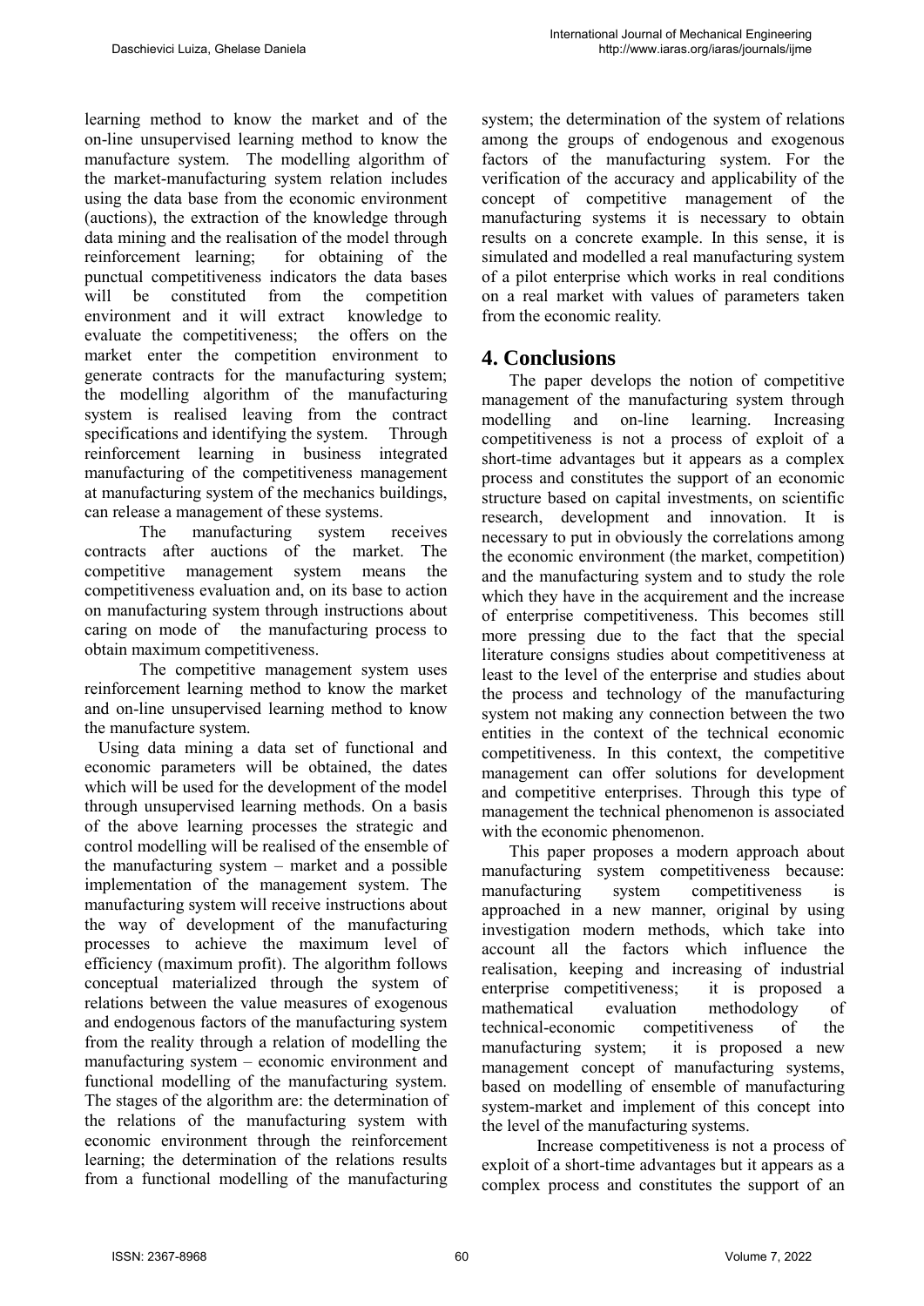learning method to know the market and of the on-line unsupervised learning method to know the manufacture system. The modelling algorithm of the market-manufacturing system relation includes using the data base from the economic environment (auctions), the extraction of the knowledge through data mining and the realisation of the model through reinforcement learning; for obtaining of the punctual competitiveness indicators the data bases will be constituted from the competition environment and it will extract knowledge to evaluate the competitiveness; the offers on the market enter the competition environment to generate contracts for the manufacturing system; the modelling algorithm of the manufacturing system is realised leaving from the contract specifications and identifying the system. Through reinforcement learning in business integrated manufacturing of the competitiveness management at manufacturing system of the mechanics buildings, can release a management of these systems.

The manufacturing system receives contracts after auctions of the market. The competitive management system means the competitiveness evaluation and, on its base to action on manufacturing system through instructions about caring on mode of the manufacturing process to obtain maximum competitiveness.

The competitive management system uses reinforcement learning method to know the market and on-line unsupervised learning method to know the manufacture system.

Using data mining a data set of functional and economic parameters will be obtained, the dates which will be used for the development of the model through unsupervised learning methods. On a basis of the above learning processes the strategic and control modelling will be realised of the ensemble of the manufacturing system – market and a possible implementation of the management system. The manufacturing system will receive instructions about the way of development of the manufacturing processes to achieve the maximum level of efficiency (maximum profit). The algorithm follows conceptual materialized through the system of relations between the value measures of exogenous and endogenous factors of the manufacturing system from the reality through a relation of modelling the manufacturing system – economic environment and functional modelling of the manufacturing system. The stages of the algorithm are: the determination of the relations of the manufacturing system with economic environment through the reinforcement learning; the determination of the relations results from a functional modelling of the manufacturing system; the determination of the system of relations among the groups of endogenous and exogenous factors of the manufacturing system. For the verification of the accuracy and applicability of the concept of competitive management of the manufacturing systems it is necessary to obtain results on a concrete example. In this sense, it is simulated and modelled a real manufacturing system of a pilot enterprise which works in real conditions on a real market with values of parameters taken from the economic reality.

# 4. Conclusions

The paper develops the notion of competitive management of the manufacturing system through modelling and on-line learning. Increasing competitiveness is not a process of exploit of a short-time advantages but it appears as a complex process and constitutes the support of an economic structure based on capital investments, on scientific research, development and innovation. It is necessary to put in obviously the correlations among the economic environment (the market, competition) and the manufacturing system and to study the role which they have in the acquirement and the increase of enterprise competitiveness. This becomes still more pressing due to the fact that the special literature consigns studies about competitiveness at least to the level of the enterprise and studies about the process and technology of the manufacturing system not making any connection between the two entities in the context of the technical economic competitiveness. In this context, the competitive management can offer solutions for development and competitive enterprises. Through this type of management the technical phenomenon is associated with the economic phenomenon.

This paper proposes a modern approach about manufacturing system competitiveness because: manufacturing system competitiveness is approached in a new manner, original by using investigation modern methods, which take into account all the factors which influence the realisation, keeping and increasing of industrial enterprise competitiveness; it is proposed a mathematical evaluation methodology of technical-economic competitiveness of the manufacturing system; it is proposed a new management concept of manufacturing systems, based on modelling of ensemble of manufacturing system-market and implement of this concept into the level of the manufacturing systems.

Increase competitiveness is not a process of exploit of a short-time advantages but it appears as a complex process and constitutes the support of an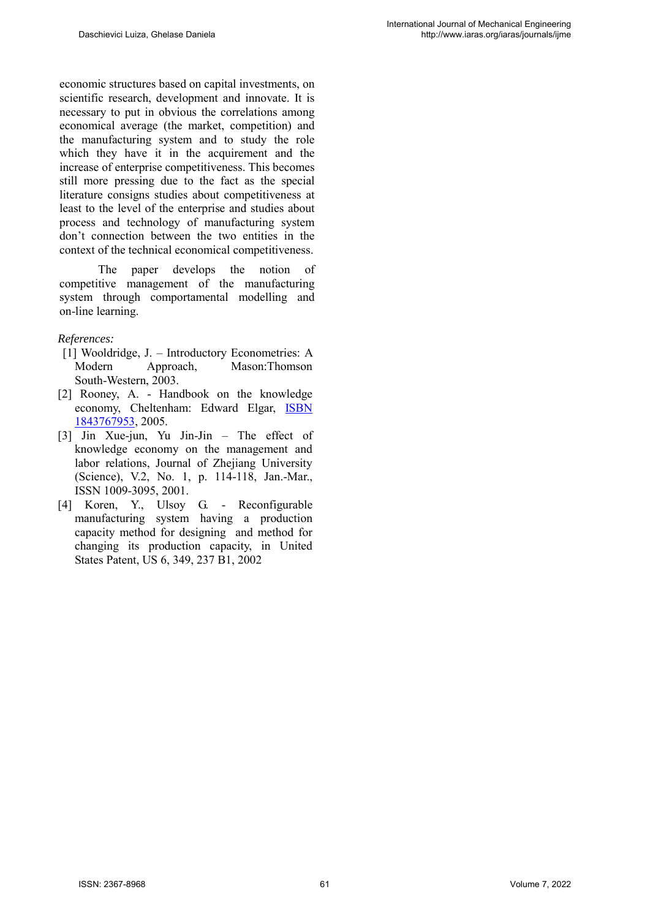economic structures based on capital investments, on scientific research, development and innovate. It is necessary to put in obvious the correlations among economical average (the market, competition) and the manufacturing system and to study the role which they have it in the acquirement and the increase of enterprise competitiveness. This becomes still more pressing due to the fact as the special literature consigns studies about competitiveness at least to the level of the enterprise and studies about process and technology of manufacturing system don't connection between the two entities in the context of the technical economical competitiveness.

The paper develops the notion of competitive management of the manufacturing system through comportamental modelling and on-line learning.

*References:*

[1] Wooldridge, J. – Introductory Econometries: A Modern Approach, Mason:Thomson South-Western, 2003.

[2] Rooney, A. - Handbook on the knowledge economy, Cheltenham: Edward Elgar, ISBN 1843767953, 2005.

[3] Jin Xue-jun, Yu Jin-Jin – The effect of knowledge economy on the management and labor relations, Journal of Zhejiang University (Science), V.2, No. 1, p. 114-118, Jan.-Mar., ISSN 1009-3095, 2001.

[4] Koren, Y., Ulsoy G. - Reconfigurable manufacturing system having a production capacity method for designing and method for changing its production capacity, in United States Patent, US 6, 349, 237 B1, 2002